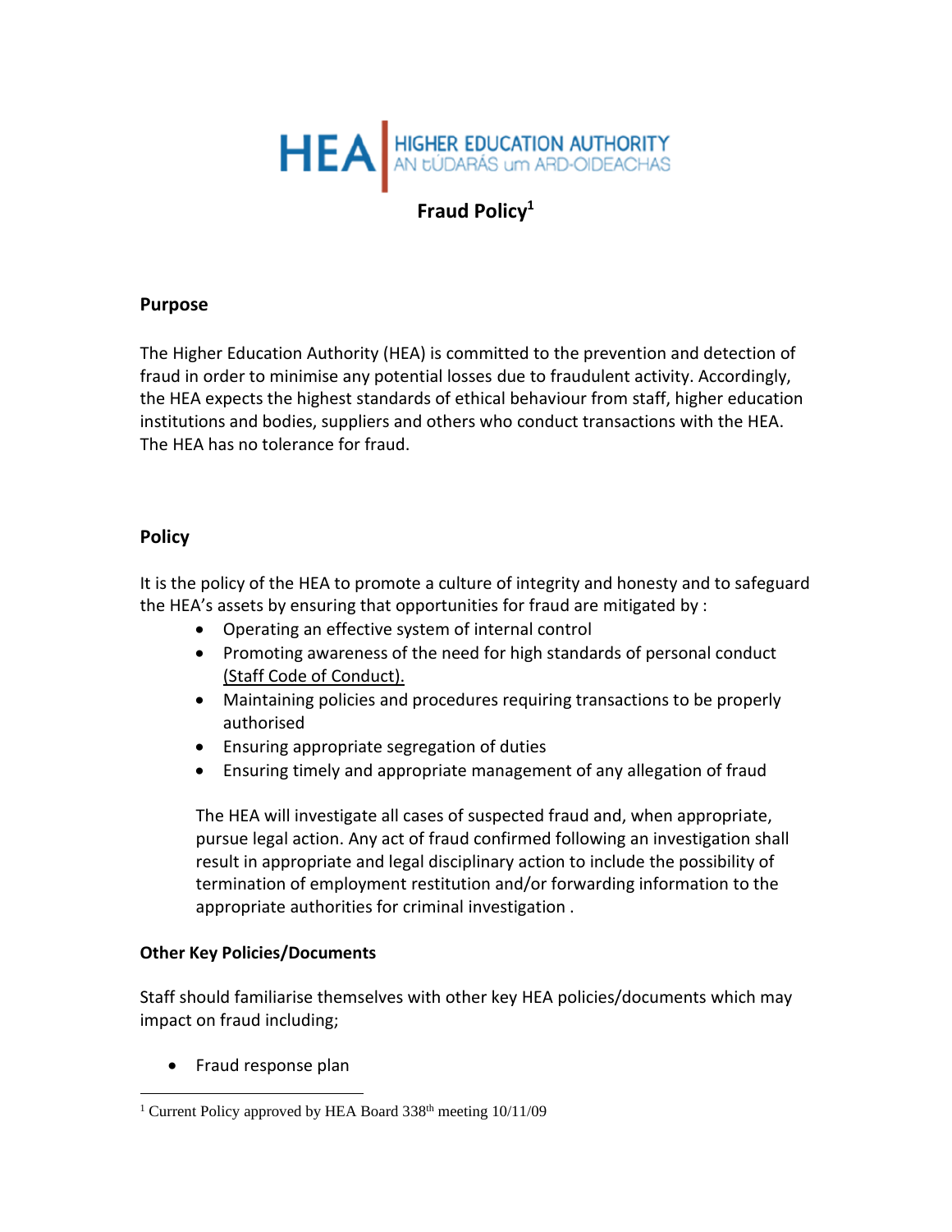HEA | HIGHER EDUCATION AUTHORITY
AN tÚDARÁS um ARD-OIDEACHAS

# Fraud Policy[1]

## Purpose

The Higher Education Authority (HEA) is committed to the prevention and detection of fraud in order to minimise any potential losses due to fraudulent activity. Accordingly, the HEA expects the highest standards of ethical behaviour from staff, higher education institutions and bodies, suppliers and others who conduct transactions with the HEA. The HEA has no tolerance for fraud.

## Policy

It is the policy of the HEA to promote a culture of integrity and honesty and to safeguard the HEA's assets by ensuring that opportunities for fraud are mitigated by :

- Operating an effective system of internal control
- Promoting awareness of the need for high standards of personal conduct (Staff Code of Conduct).
- Maintaining policies and procedures requiring transactions to be properly authorised
- Ensuring appropriate segregation of duties
- Ensuring timely and appropriate management of any allegation of fraud

The HEA will investigate all cases of suspected fraud and, when appropriate, pursue legal action. Any act of fraud confirmed following an investigation shall result in appropriate and legal disciplinary action to include the possibility of termination of employment restitution and/or forwarding information to the appropriate authorities for criminal investigation .

### Other Key Policies/Documents

Staff should familiarise themselves with other key HEA policies/documents which may impact on fraud including;

- Fraud response plan

[1] Current Policy approved by HEA Board 338th meeting 10/11/09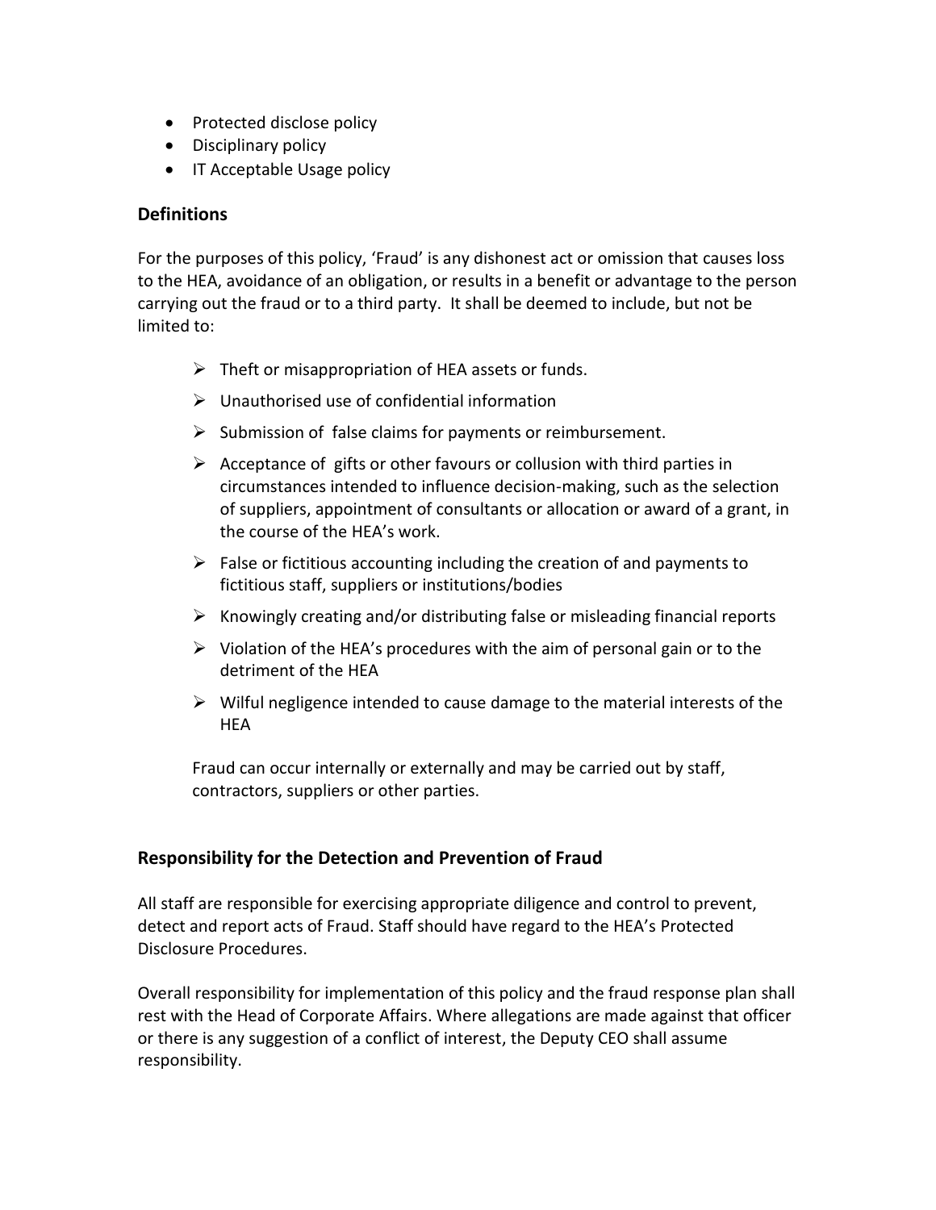- Protected disclose policy
- Disciplinary policy
- IT Acceptable Usage policy

## Definitions

For the purposes of this policy, 'Fraud' is any dishonest act or omission that causes loss to the HEA, avoidance of an obligation, or results in a benefit or advantage to the person carrying out the fraud or to a third party. It shall be deemed to include, but not be limited to:

- Theft or misappropriation of HEA assets or funds.
- Unauthorised use of confidential information
- Submission of false claims for payments or reimbursement.
- Acceptance of gifts or other favours or collusion with third parties in circumstances intended to influence decision-making, such as the selection of suppliers, appointment of consultants or allocation or award of a grant, in the course of the HEA's work.
- False or fictitious accounting including the creation of and payments to fictitious staff, suppliers or institutions/bodies
- Knowingly creating and/or distributing false or misleading financial reports
- Violation of the HEA's procedures with the aim of personal gain or to the detriment of the HEA
- Wilful negligence intended to cause damage to the material interests of the HEA

Fraud can occur internally or externally and may be carried out by staff, contractors, suppliers or other parties.

## Responsibility for the Detection and Prevention of Fraud

All staff are responsible for exercising appropriate diligence and control to prevent, detect and report acts of Fraud. Staff should have regard to the HEA's Protected Disclosure Procedures.

Overall responsibility for implementation of this policy and the fraud response plan shall rest with the Head of Corporate Affairs. Where allegations are made against that officer or there is any suggestion of a conflict of interest, the Deputy CEO shall assume responsibility.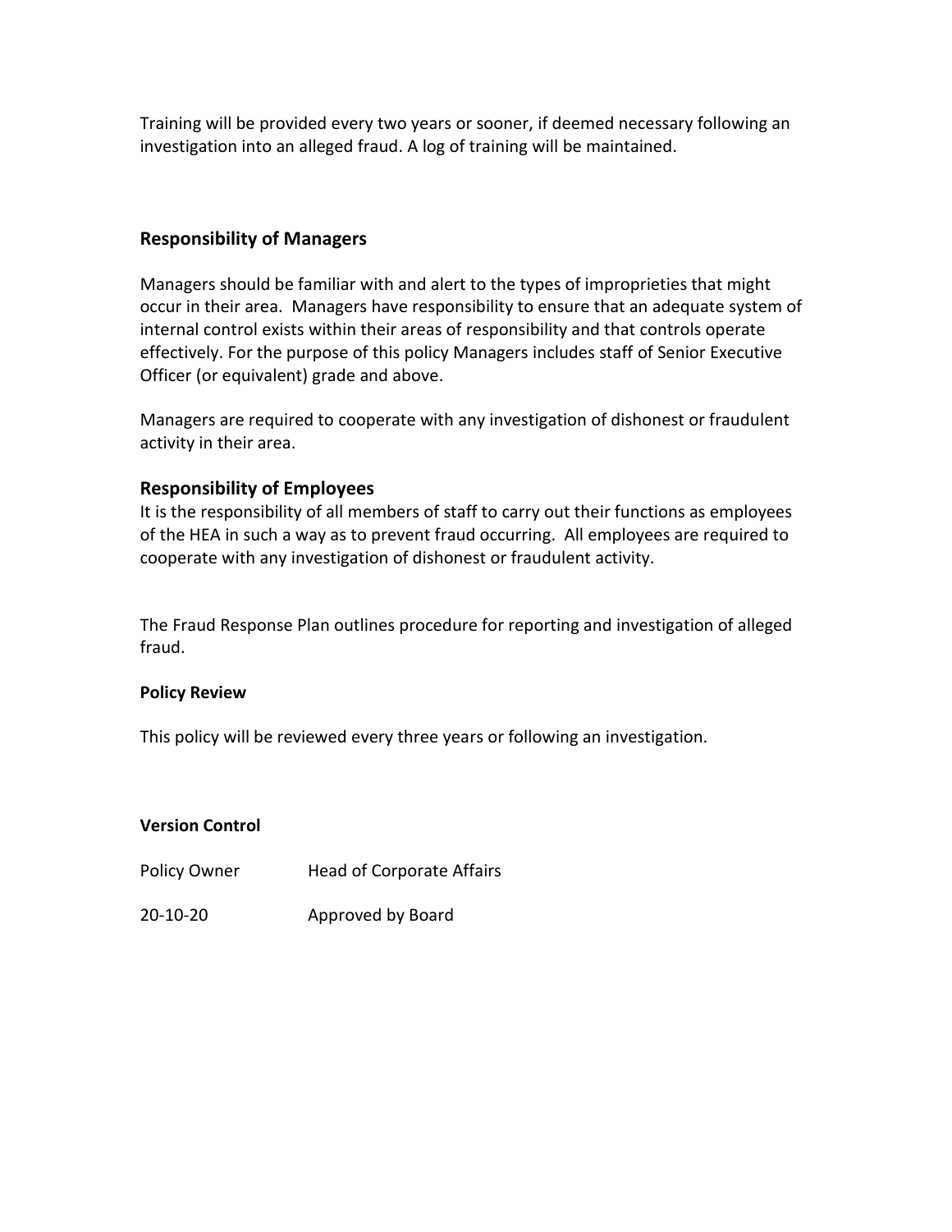Training will be provided every two years or sooner, if deemed necessary following an investigation into an alleged fraud. A log of training will be maintained.

## Responsibility of Managers

Managers should be familiar with and alert to the types of improprieties that might occur in their area. Managers have responsibility to ensure that an adequate system of internal control exists within their areas of responsibility and that controls operate effectively. For the purpose of this policy Managers includes staff of Senior Executive Officer (or equivalent) grade and above.

Managers are required to cooperate with any investigation of dishonest or fraudulent activity in their area.

## Responsibility of Employees

It is the responsibility of all members of staff to carry out their functions as employees of the HEA in such a way as to prevent fraud occurring. All employees are required to cooperate with any investigation of dishonest or fraudulent activity.

The Fraud Response Plan outlines procedure for reporting and investigation of alleged fraud.

**Policy Review**

This policy will be reviewed every three years or following an investigation.

**Version Control**

| | |
|---|---|
| Policy Owner | Head of Corporate Affairs |
| 20-10-20 | Approved by Board |